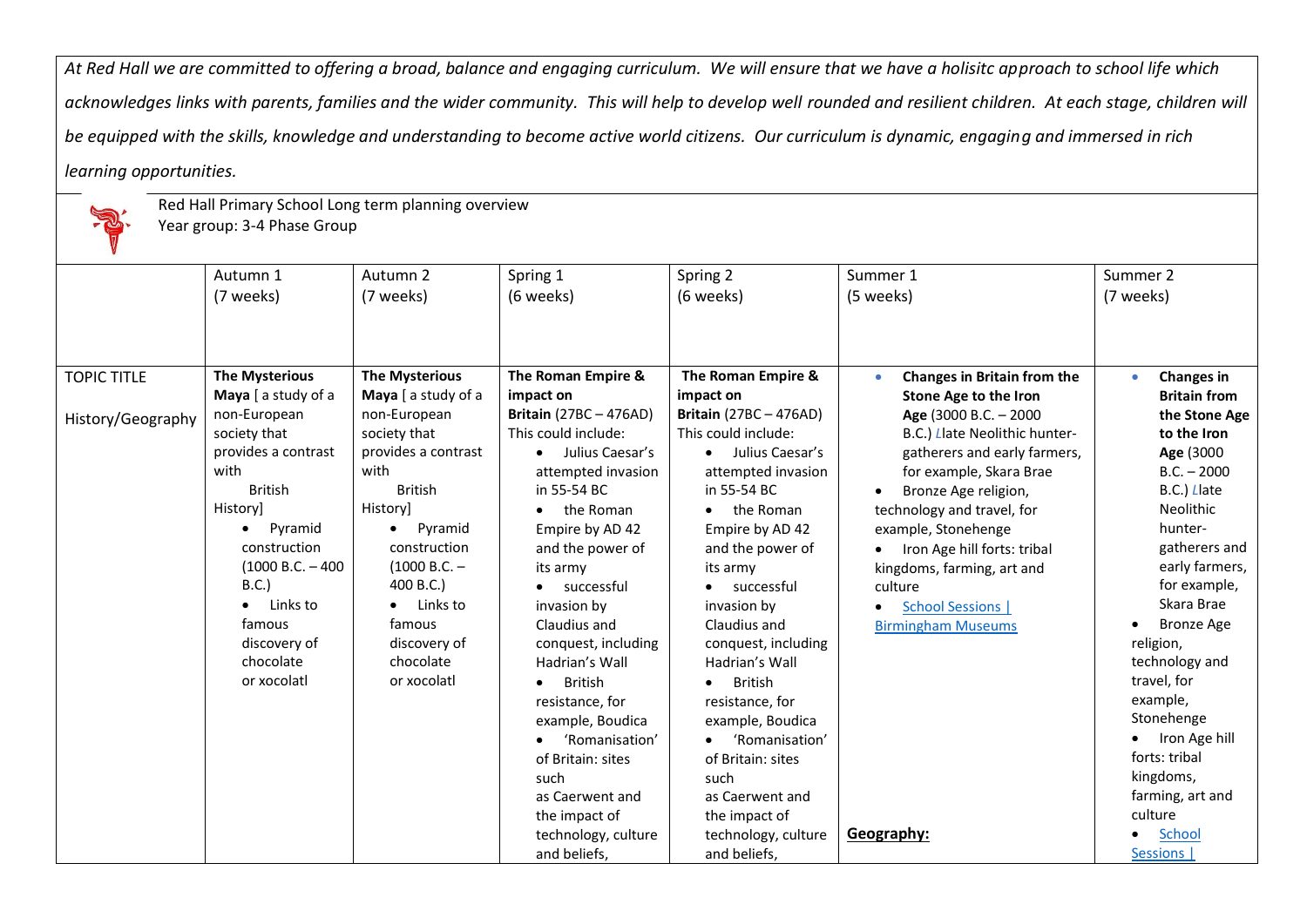*At Red Hall we are committed to offering a broad, balance and engaging curriculum. We will ensure that we have a holisitc approach to school life which acknowledges links with parents, families and the wider community. This will help to develop well rounded and resilient children. At each stage, children will be equipped with the skills, knowledge and understanding to become active world citizens. Our curriculum is dynamic, engaging and immersed in rich learning opportunities.*

Red Hall Primary School Long term planning overview
Year group: 3-4 Phase Group

| | Autumn 1 (7 weeks) | Autumn 2 (7 weeks) | Spring 1 (6 weeks) | Spring 2 (6 weeks) | Summer 1 (5 weeks) | Summer 2 (7 weeks) |
|---|---|---|---|---|---|---|
| TOPIC TITLE<br><br>History/Geography | **The Mysterious Maya** [ a study of a non-European society that provides a contrast with British History]<br>• Pyramid construction (1000 B.C. – 400 B.C.)<br>• Links to famous discovery of chocolate or xocolatl | **The Mysterious Maya** [ a study of a non-European society that provides a contrast with British History]<br>• Pyramid construction (1000 B.C. – 400 B.C.)<br>• Links to famous discovery of chocolate or xocolatl | **The Roman Empire & impact on Britain** (27BC – 476AD)<br>This could include:<br>• Julius Caesar's attempted invasion in 55-54 BC<br>• the Roman Empire by AD 42 and the power of its army<br>• successful invasion by Claudius and conquest, including Hadrian's Wall<br>• British resistance, for example, Boudica<br>• 'Romanisation' of Britain: sites such as Caerwent and the impact of technology, culture and beliefs, | **The Roman Empire & impact on Britain** (27BC – 476AD)<br>This could include:<br>• Julius Caesar's attempted invasion in 55-54 BC<br>• the Roman Empire by AD 42 and the power of its army<br>• successful invasion by Claudius and conquest, including Hadrian's Wall<br>• British resistance, for example, Boudica<br>• 'Romanisation' of Britain: sites such as Caerwent and the impact of technology, culture and beliefs, | • **Changes in Britain from the Stone Age to the Iron Age** (3000 B.C. – 2000 B.C.) Llate Neolithic hunter-gatherers and early farmers, for example, Skara Brae<br>• Bronze Age religion, technology and travel, for example, Stonehenge<br>• Iron Age hill forts: tribal kingdoms, farming, art and culture<br>• School Sessions \| Birmingham Museums<br><br>**Geography:** | • **Changes in Britain from the Stone Age to the Iron Age** (3000 B.C. – 2000 B.C.) Llate Neolithic hunter-gatherers and early farmers, for example, Skara Brae<br>• Bronze Age religion, technology and travel, for example, Stonehenge<br>• Iron Age hill forts: tribal kingdoms, farming, art and culture<br>• School Sessions \| |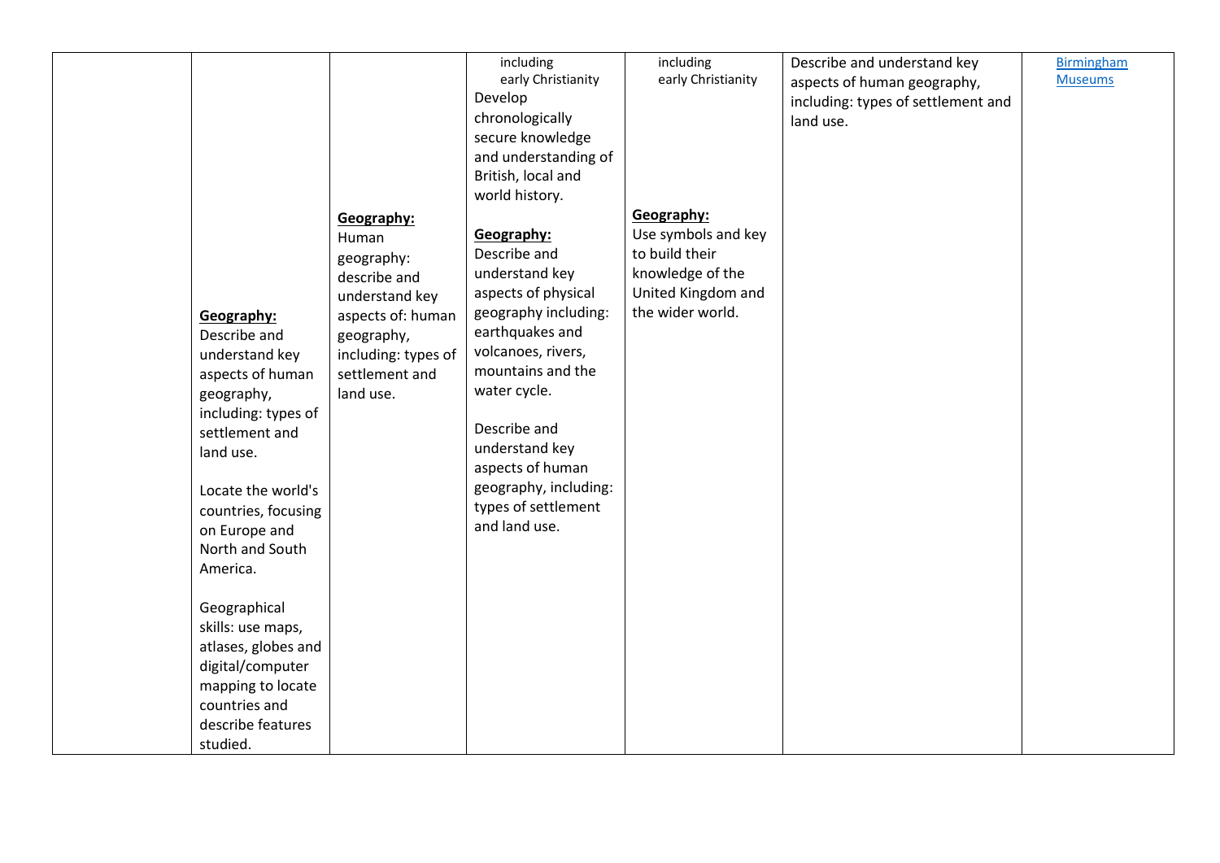|  |  |  |  |  |  |  |
|---|---|---|---|---|---|---|
|  | **Geography:**<br>Describe and understand key aspects of human geography, including: types of settlement and land use.<br><br>Locate the world's countries, focusing on Europe and North and South America.<br><br>Geographical skills: use maps, atlases, globes and digital/computer mapping to locate countries and describe features studied. | **Geography:**<br>Human geography: describe and understand key aspects of: human geography, including: types of settlement and land use. | including early Christianity<br>Develop chronologically secure knowledge and understanding of British, local and world history.<br><br>**Geography:**<br>Describe and understand key aspects of physical geography including: earthquakes and volcanoes, rivers, mountains and the water cycle.<br><br>Describe and understand key aspects of human geography, including: types of settlement and land use. | including early Christianity<br><br>**Geography:**<br>Use symbols and key to build their knowledge of the United Kingdom and the wider world. | Describe and understand key aspects of human geography, including: types of settlement and land use. | [Birmingham Museums]() |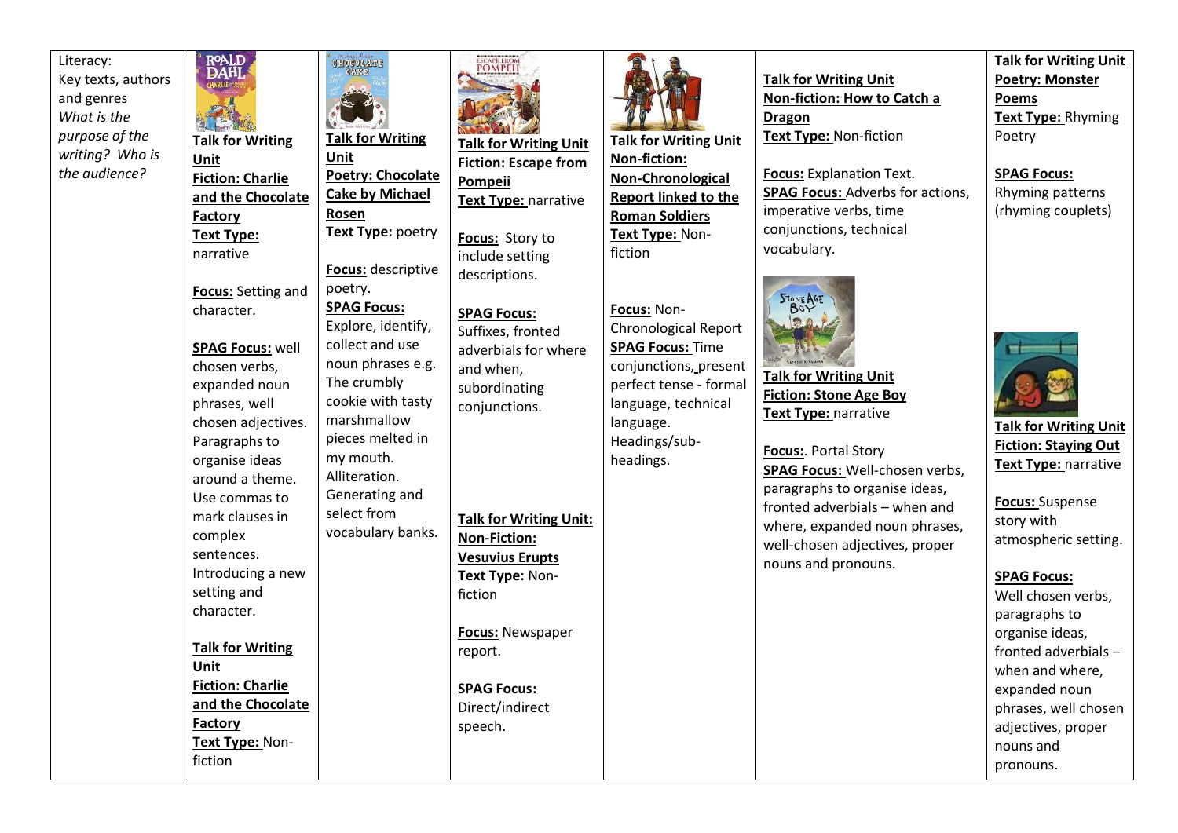| Literacy: Key texts, authors and genres *What is the purpose of the writing? Who is the audience?* | **Talk for Writing Unit** **Fiction: Charlie and the Chocolate Factory** **Text Type:** narrative<br><br>**Focus:** Setting and character.<br><br>**SPAG Focus:** well chosen verbs, expanded noun phrases, well chosen adjectives. Paragraphs to organise ideas around a theme. Use commas to mark clauses in complex sentences. Introducing a new setting and character.<br><br>**Talk for Writing Unit** **Fiction: Charlie and the Chocolate Factory** **Text Type:** Non-fiction | **Talk for Writing Unit** **Poetry: Chocolate Cake by Michael Rosen** **Text Type:** poetry<br><br>**Focus:** descriptive poetry.<br>**SPAG Focus:** Explore, identify, collect and use noun phrases e.g. The crumbly cookie with tasty marshmallow pieces melted in my mouth. Alliteration. Generating and select from vocabulary banks. | **Talk for Writing Unit** **Fiction: Escape from Pompeii** **Text Type:** narrative<br><br>**Focus:** Story to include setting descriptions.<br><br>**SPAG Focus:** Suffixes, fronted adverbials for where and when, subordinating conjunctions.<br><br>**Talk for Writing Unit:** **Non-Fiction: Vesuvius Erupts** **Text Type:** Non-fiction<br><br>**Focus:** Newspaper report.<br><br>**SPAG Focus:** Direct/indirect speech. | **Talk for Writing Unit** **Non-fiction: Non-Chronological Report linked to the Roman Soldiers** **Text Type:** Non-fiction<br><br>**Focus:** Non-Chronological Report<br>**SPAG Focus:** Time conjunctions, present perfect tense - formal language, technical language. Headings/sub-headings. | **Talk for Writing Unit** **Non-fiction: How to Catch a Dragon** **Text Type:** Non-fiction<br><br>**Focus:** Explanation Text.<br>**SPAG Focus:** Adverbs for actions, imperative verbs, time conjunctions, technical vocabulary.<br><br>**Talk for Writing Unit** **Fiction: Stone Age Boy** **Text Type:** narrative<br><br>**Focus:**. Portal Story<br>**SPAG Focus:** Well-chosen verbs, paragraphs to organise ideas, fronted adverbials – when and where, expanded noun phrases, well-chosen adjectives, proper nouns and pronouns. | **Talk for Writing Unit** **Poetry: Monster Poems** **Text Type:** Rhyming Poetry<br><br>**SPAG Focus:** Rhyming patterns (rhyming couplets)<br><br>**Talk for Writing Unit** **Fiction: Staying Out** **Text Type:** narrative<br><br>**Focus:** Suspense story with atmospheric setting.<br><br>**SPAG Focus:** Well chosen verbs, paragraphs to organise ideas, fronted adverbials – when and where, expanded noun phrases, well chosen adjectives, proper nouns and pronouns. |
|---|---|---|---|---|---|---|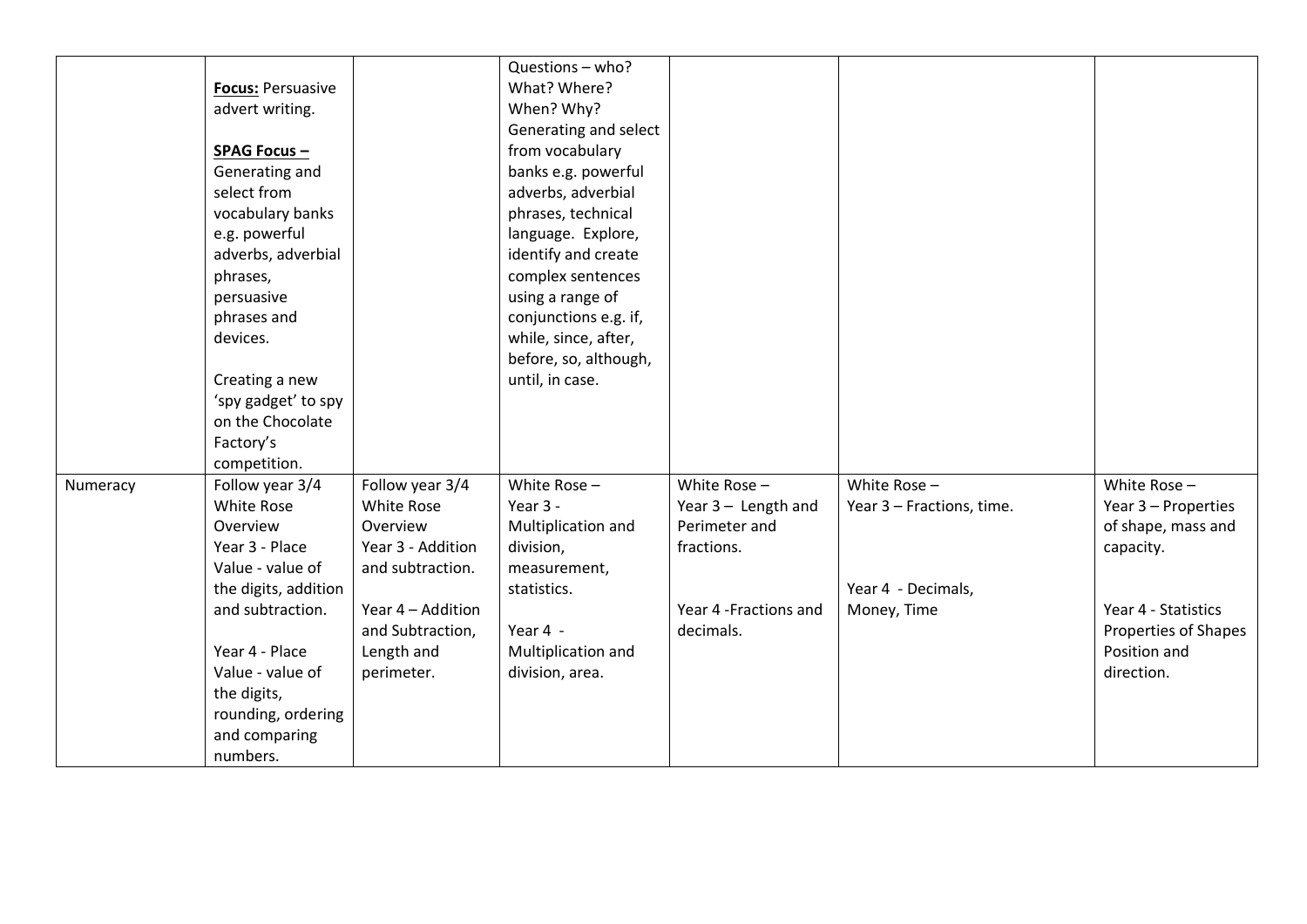|  |  |  |  |  |  |  |
|---|---|---|---|---|---|---|
|  | **Focus:** Persuasive advert writing.<br><br>**SPAG Focus –** Generating and select from vocabulary banks e.g. powerful adverbs, adverbial phrases, persuasive phrases and devices.<br><br>Creating a new 'spy gadget' to spy on the Chocolate Factory's competition. |  | Questions – who? What? Where? When? Why? Generating and select from vocabulary banks e.g. powerful adverbs, adverbial phrases, technical language. Explore, identify and create complex sentences using a range of conjunctions e.g. if, while, since, after, before, so, although, until, in case. |  |  |  |
| Numeracy | Follow year 3/4 White Rose Overview<br>Year 3 - Place Value - value of the digits, addition and subtraction.<br><br>Year 4 - Place Value - value of the digits, rounding, ordering and comparing numbers. | Follow year 3/4 White Rose Overview<br>Year 3 - Addition and subtraction.<br><br>Year 4 – Addition and Subtraction, Length and perimeter. | White Rose –<br>Year 3 - Multiplication and division, measurement, statistics.<br><br>Year 4 - Multiplication and division, area. | White Rose –<br>Year 3 – Length and Perimeter and fractions.<br><br>Year 4 -Fractions and decimals. | White Rose –<br>Year 3 – Fractions, time.<br><br>Year 4 - Decimals, Money, Time | White Rose –<br>Year 3 – Properties of shape, mass and capacity.<br><br>Year 4 - Statistics Properties of Shapes Position and direction. |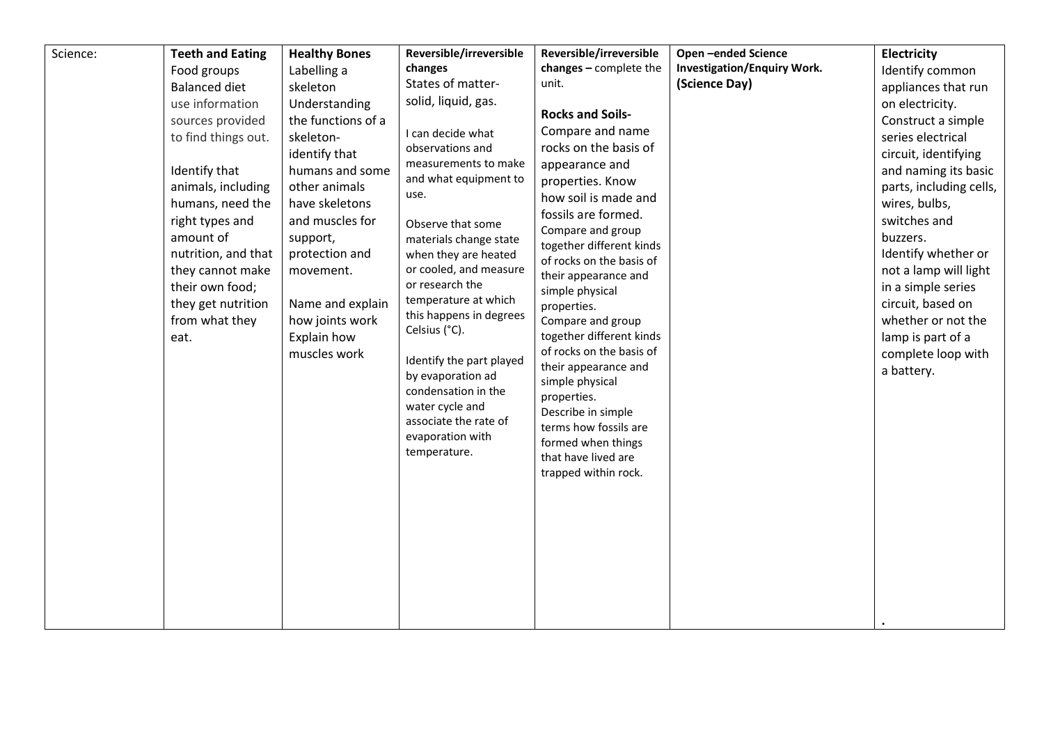| Science: | **Teeth and Eating**<br>Food groups<br>Balanced diet<br>use information sources provided to find things out.<br><br>Identify that animals, including humans, need the right types and amount of nutrition, and that they cannot make their own food; they get nutrition from what they eat. | **Healthy Bones**<br>Labelling a skeleton<br>Understanding the functions of a skeleton-<br>identify that humans and some other animals have skeletons and muscles for support, protection and movement.<br><br>Name and explain how joints work<br>Explain how muscles work | **Reversible/irreversible changes**<br>States of matter-solid, liquid, gas.<br><br>I can decide what observations and measurements to make and what equipment to use.<br><br>Observe that some materials change state when they are heated or cooled, and measure or research the temperature at which this happens in degrees Celsius (°C).<br><br>Identify the part played by evaporation ad condensation in the water cycle and associate the rate of evaporation with temperature. | **Reversible/irreversible changes –** complete the unit.<br><br>**Rocks and Soils-**<br>Compare and name rocks on the basis of appearance and properties. Know how soil is made and fossils are formed.<br>Compare and group together different kinds of rocks on the basis of their appearance and simple physical properties.<br>Compare and group together different kinds of rocks on the basis of their appearance and simple physical properties.<br>Describe in simple terms how fossils are formed when things that have lived are trapped within rock. | **Open –ended Science Investigation/Enquiry Work. (Science Day)** | **Electricity**<br>Identify common appliances that run on electricity.<br>Construct a simple series electrical circuit, identifying and naming its basic parts, including cells, wires, bulbs, switches and buzzers.<br>Identify whether or not a lamp will light in a simple series circuit, based on whether or not the lamp is part of a complete loop with a battery.<br><br>. |
|---|---|---|---|---|---|---|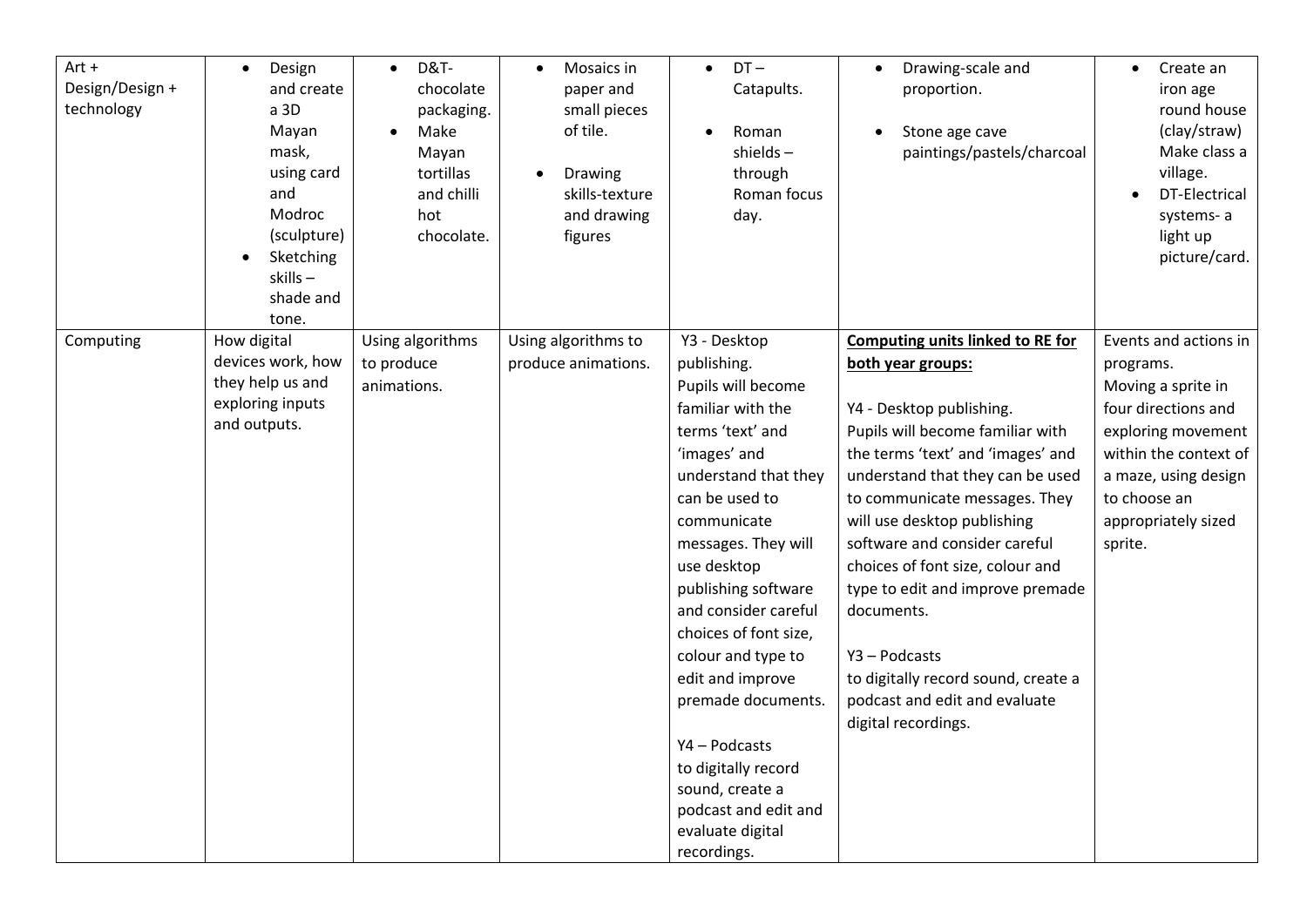| Art + Design/Design + technology | • Design and create a 3D Mayan mask, using card and Modroc (sculpture)<br>• Sketching skills – shade and tone. | • D&T- chocolate packaging.<br>• Make Mayan tortillas and chilli hot chocolate. | • Mosaics in paper and small pieces of tile.<br>• Drawing skills-texture and drawing figures | • DT – Catapults.<br>• Roman shields – through Roman focus day. | • Drawing-scale and proportion.<br>• Stone age cave paintings/pastels/charcoal | • Create an iron age round house (clay/straw) Make class a village.<br>• DT-Electrical systems- a light up picture/card. |
|---|---|---|---|---|---|---|
| Computing | How digital devices work, how they help us and exploring inputs and outputs. | Using algorithms to produce animations. | Using algorithms to produce animations. | Y3 - Desktop publishing.<br>Pupils will become familiar with the terms 'text' and 'images' and understand that they can be used to communicate messages. They will use desktop publishing software and consider careful choices of font size, colour and type to edit and improve premade documents.<br><br>Y4 – Podcasts<br>to digitally record sound, create a podcast and edit and evaluate digital recordings. | **Computing units linked to RE for both year groups:**<br><br>Y4 - Desktop publishing.<br>Pupils will become familiar with the terms 'text' and 'images' and understand that they can be used to communicate messages. They will use desktop publishing software and consider careful choices of font size, colour and type to edit and improve premade documents.<br><br>Y3 – Podcasts<br>to digitally record sound, create a podcast and edit and evaluate digital recordings. | Events and actions in programs.<br>Moving a sprite in four directions and exploring movement within the context of a maze, using design to choose an appropriately sized sprite. |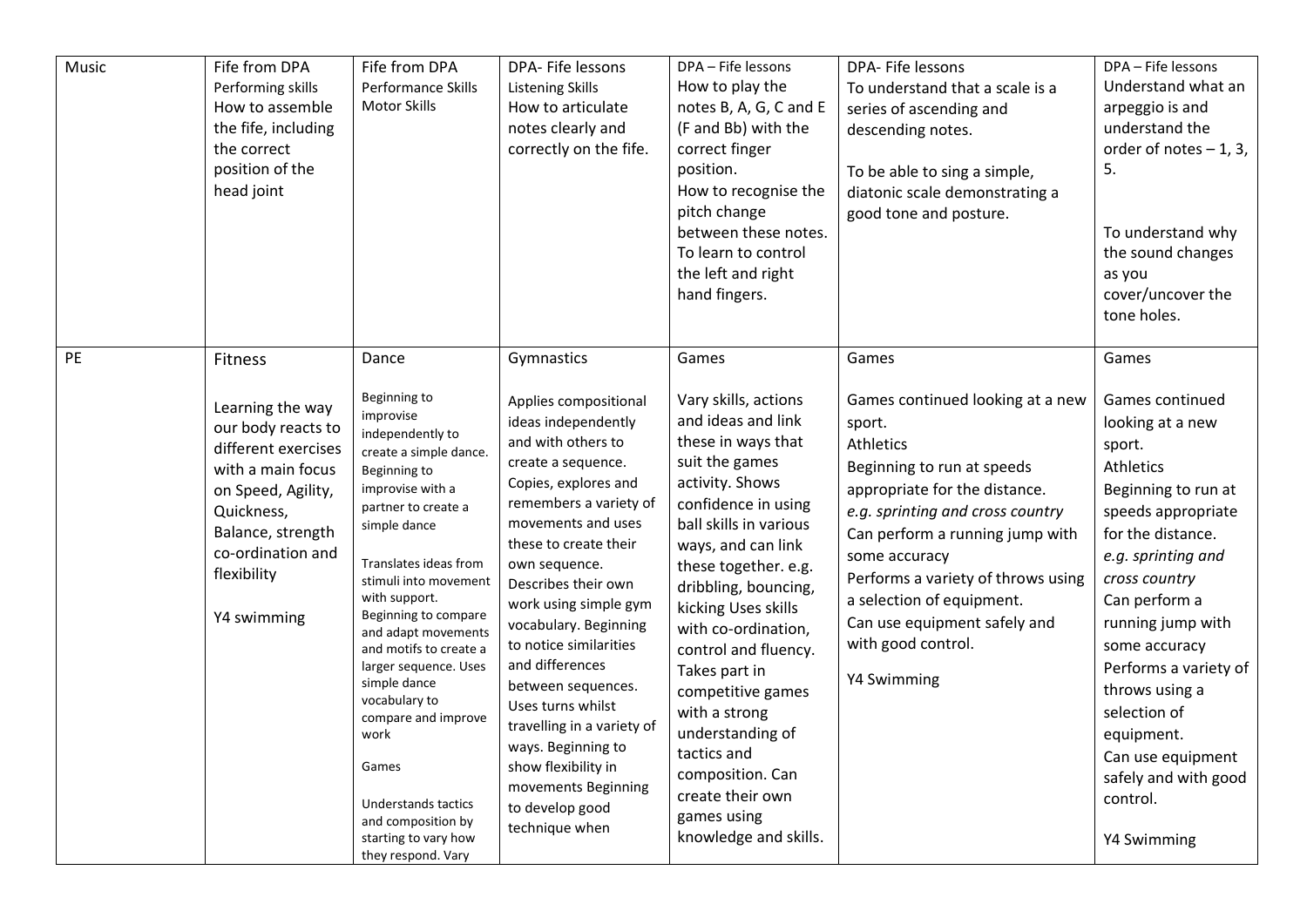| Music | Fife from DPA<br>Performing skills<br>How to assemble the fife, including the correct position of the head joint | Fife from DPA<br>Performance Skills<br>Motor Skills | DPA- Fife lessons<br>Listening Skills<br>How to articulate notes clearly and correctly on the fife. | DPA – Fife lessons<br>How to play the notes B, A, G, C and E (F and Bb) with the correct finger position.<br>How to recognise the pitch change between these notes.<br>To learn to control the left and right hand fingers. | DPA- Fife lessons<br>To understand that a scale is a series of ascending and descending notes.<br><br>To be able to sing a simple, diatonic scale demonstrating a good tone and posture. | DPA – Fife lessons<br>Understand what an arpeggio is and understand the order of notes – 1, 3, 5.<br><br>To understand why the sound changes as you cover/uncover the tone holes. |
|---|---|---|---|---|---|---|
| PE | Fitness<br><br>Learning the way our body reacts to different exercises with a main focus on Speed, Agility, Quickness, Balance, strength co-ordination and flexibility<br><br>Y4 swimming | Dance<br><br>Beginning to improvise independently to create a simple dance. Beginning to improvise with a partner to create a simple dance<br><br>Translates ideas from stimuli into movement with support. Beginning to compare and adapt movements and motifs to create a larger sequence. Uses simple dance vocabulary to compare and improve work<br><br>Games<br><br>Understands tactics and composition by starting to vary how they respond. Vary | Gymnastics<br><br>Applies compositional ideas independently and with others to create a sequence. Copies, explores and remembers a variety of movements and uses these to create their own sequence. Describes their own work using simple gym vocabulary. Beginning to notice similarities and differences between sequences. Uses turns whilst travelling in a variety of ways. Beginning to show flexibility in movements Beginning to develop good technique when | Games<br><br>Vary skills, actions and ideas and link these in ways that suit the games activity. Shows confidence in using ball skills in various ways, and can link these together. e.g. dribbling, bouncing, kicking Uses skills with co-ordination, control and fluency. Takes part in competitive games with a strong understanding of tactics and composition. Can create their own games using knowledge and skills. | Games<br><br>Games continued looking at a new sport.<br>Athletics<br>Beginning to run at speeds appropriate for the distance.<br>*e.g. sprinting and cross country*<br>Can perform a running jump with some accuracy<br>Performs a variety of throws using a selection of equipment.<br>Can use equipment safely and with good control.<br><br>Y4 Swimming | Games<br><br>Games continued looking at a new sport.<br>Athletics<br>Beginning to run at speeds appropriate for the distance.<br>*e.g. sprinting and cross country*<br>Can perform a running jump with some accuracy<br>Performs a variety of throws using a selection of equipment.<br>Can use equipment safely and with good control.<br><br>Y4 Swimming |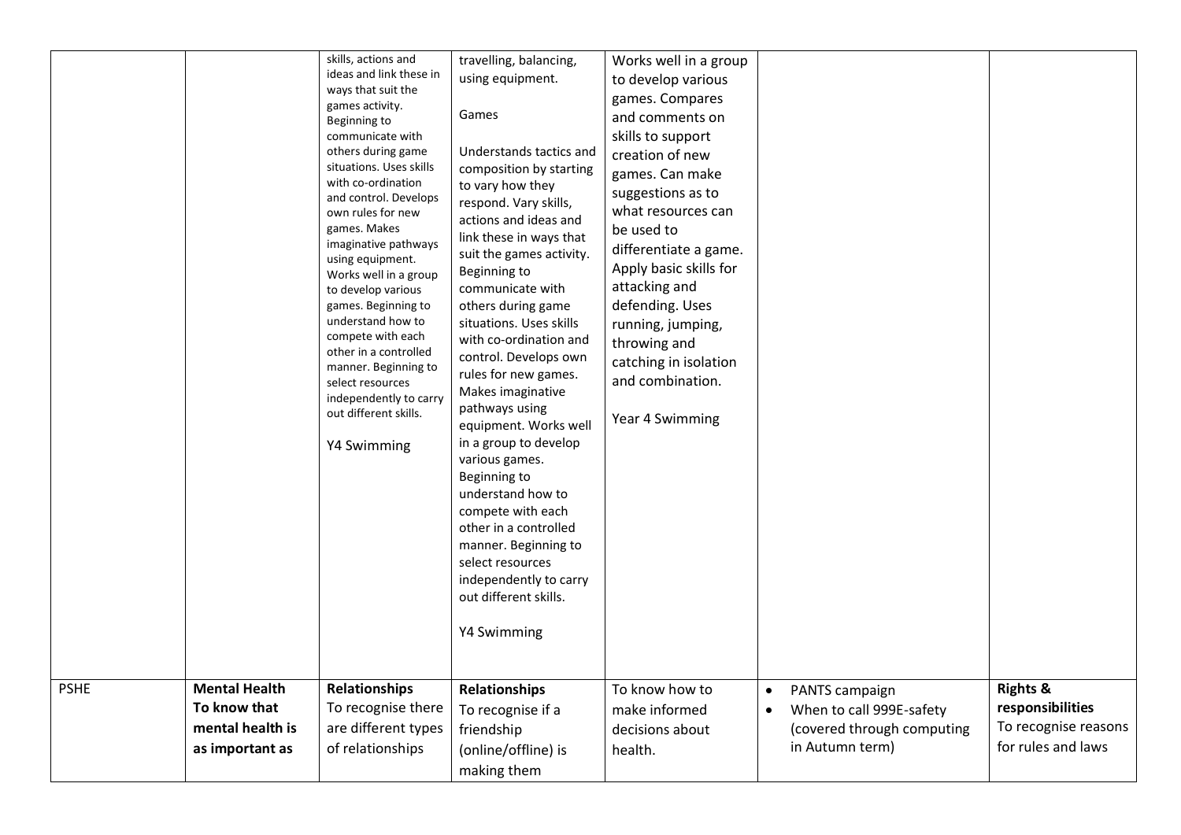| | | | | | | |
|---|---|---|---|---|---|---|
| | | skills, actions and ideas and link these in ways that suit the games activity. Beginning to communicate with others during game situations. Uses skills with co-ordination and control. Develops own rules for new games. Makes imaginative pathways using equipment. Works well in a group to develop various games. Beginning to understand how to compete with each other in a controlled manner. Beginning to select resources independently to carry out different skills.<br><br>Y4 Swimming | travelling, balancing, using equipment.<br><br>Games<br><br>Understands tactics and composition by starting to vary how they respond. Vary skills, actions and ideas and link these in ways that suit the games activity. Beginning to communicate with others during game situations. Uses skills with co-ordination and control. Develops own rules for new games. Makes imaginative pathways using equipment. Works well in a group to develop various games. Beginning to understand how to compete with each other in a controlled manner. Beginning to select resources independently to carry out different skills.<br><br>Y4 Swimming | Works well in a group to develop various games. Compares and comments on skills to support creation of new games. Can make suggestions as to what resources can be used to differentiate a game. Apply basic skills for attacking and defending. Uses running, jumping, throwing and catching in isolation and combination.<br><br>Year 4 Swimming | | |
| PSHE | **Mental Health**<br>**To know that mental health is as important as** | **Relationships**<br>To recognise there are different types of relationships | **Relationships**<br>To recognise if a friendship (online/offline) is making them | To know how to make informed decisions about health. | • PANTS campaign<br>• When to call 999E-safety (covered through computing in Autumn term) | **Rights & responsibilities**<br>To recognise reasons for rules and laws |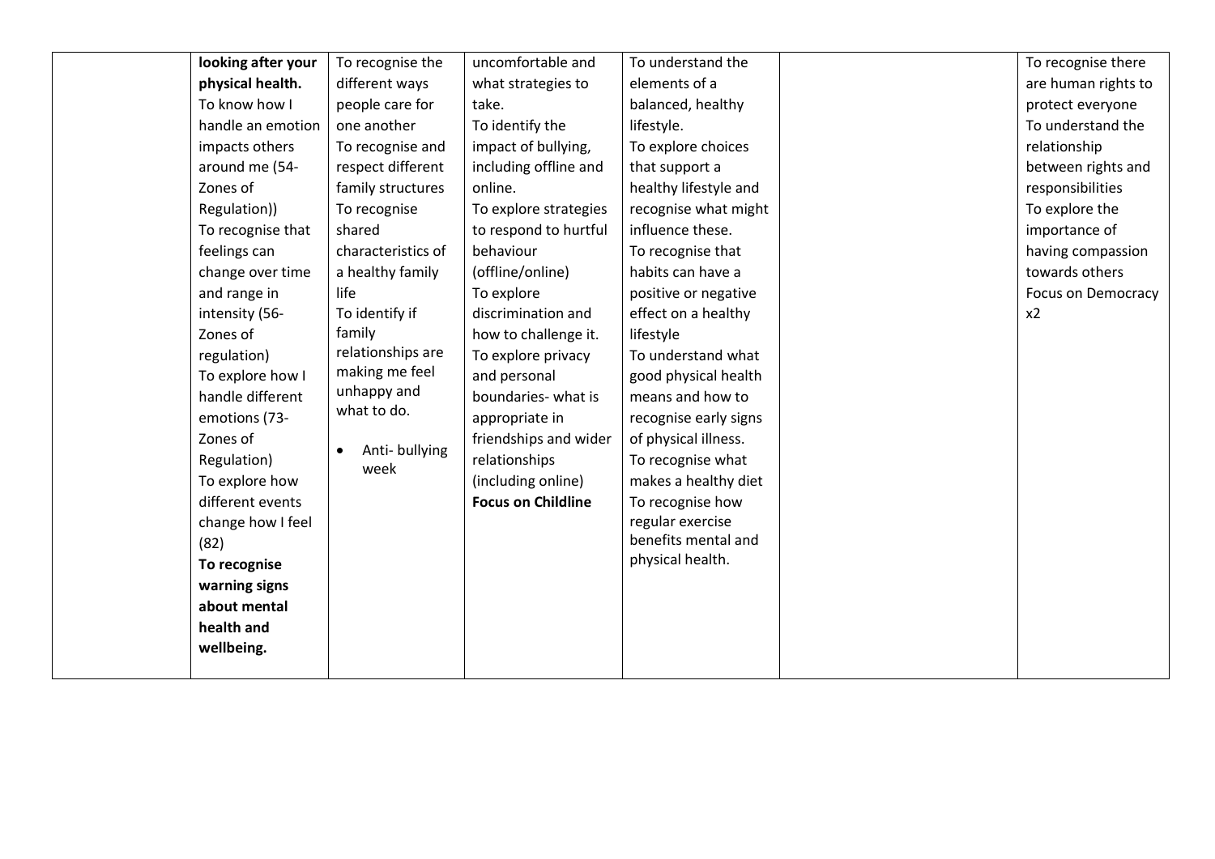|  | **looking after your physical health.** To know how I handle an emotion impacts others around me (54- Zones of Regulation)) To recognise that feelings can change over time and range in intensity (56- Zones of regulation) To explore how I handle different emotions (73- Zones of Regulation) To explore how different events change how I feel (82) **To recognise warning signs about mental health and wellbeing.** | To recognise the different ways people care for one another To recognise and respect different family structures To recognise shared characteristics of a healthy family life To identify if family relationships are making me feel unhappy and what to do. <br>• Anti- bullying week | uncomfortable and what strategies to take. To identify the impact of bullying, including offline and online. To explore strategies to respond to hurtful behaviour (offline/online) To explore discrimination and how to challenge it. To explore privacy and personal boundaries- what is appropriate in friendships and wider relationships (including online) **Focus on Childline** | To understand the elements of a balanced, healthy lifestyle. To explore choices that support a healthy lifestyle and recognise what might influence these. To recognise that habits can have a positive or negative effect on a healthy lifestyle To understand what good physical health means and how to recognise early signs of physical illness. To recognise what makes a healthy diet To recognise how regular exercise benefits mental and physical health. |  | To recognise there are human rights to protect everyone To understand the relationship between rights and responsibilities To explore the importance of having compassion towards others Focus on Democracy x2 |
|---|---|---|---|---|---|---|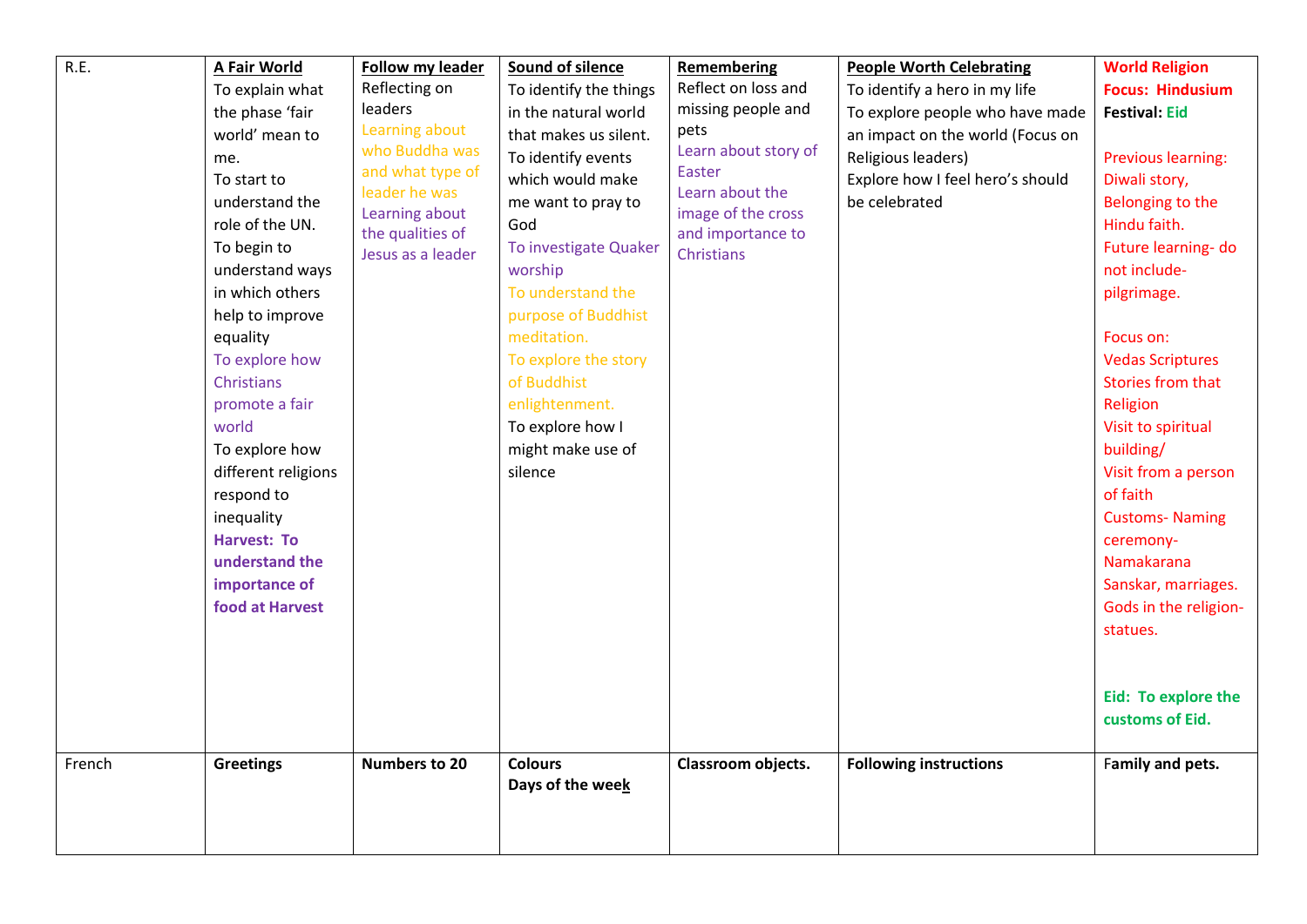| R.E. | **A Fair World**<br>To explain what the phase 'fair world' mean to me.<br>To start to understand the role of the UN.<br>To begin to understand ways in which others help to improve equality<br>To explore how Christians promote a fair world<br>To explore how different religions respond to inequality<br>**Harvest: To understand the importance of food at Harvest** | **Follow my leader**<br>Reflecting on leaders<br>Learning about who Buddha was and what type of leader he was<br>Learning about the qualities of Jesus as a leader | **Sound of silence**<br>To identify the things in the natural world that makes us silent.<br>To identify events which would make me want to pray to God<br>To investigate Quaker worship<br>To understand the purpose of Buddhist meditation.<br>To explore the story of Buddhist enlightenment.<br>To explore how I might make use of silence | **Remembering**<br>Reflect on loss and missing people and pets<br>Learn about story of Easter<br>Learn about the image of the cross and importance to Christians | **People Worth Celebrating**<br>To identify a hero in my life<br>To explore people who have made an impact on the world (Focus on Religious leaders)<br>Explore how I feel hero's should be celebrated | **World Religion Focus: Hindusium**<br>**Festival: Eid**<br><br>Previous learning: Diwali story, Belonging to the Hindu faith.<br>Future learning- do not include- pilgrimage.<br><br>Focus on:<br>Vedas Scriptures<br>Stories from that Religion<br>Visit to spiritual building/<br>Visit from a person of faith<br>Customs- Naming ceremony- Namakarana Sanskar, marriages.<br>Gods in the religion- statues.<br><br>**Eid: To explore the customs of Eid.** |
|---|---|---|---|---|---|---|
| French | **Greetings** | **Numbers to 20** | **Colours**<br>**Days of the week** | **Classroom objects.** | **Following instructions** | **Family and pets.** |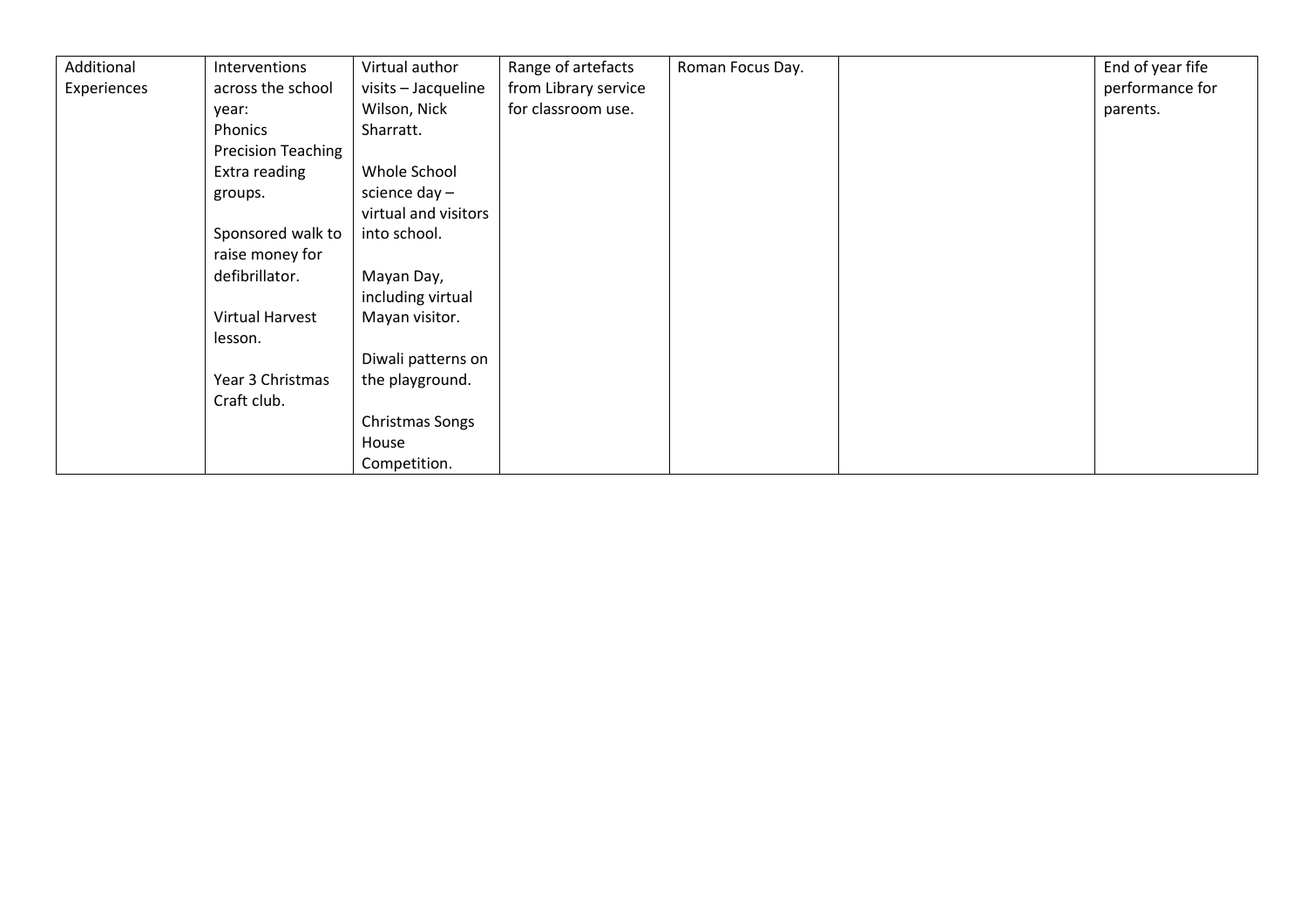| | | | | | | |
|---|---|---|---|---|---|---|
| Additional Experiences | Interventions across the school year:<br>Phonics<br>Precision Teaching<br>Extra reading groups.<br><br>Sponsored walk to raise money for defibrillator.<br><br>Virtual Harvest lesson.<br><br>Year 3 Christmas Craft club. | Virtual author visits – Jacqueline Wilson, Nick Sharratt.<br><br>Whole School science day – virtual and visitors into school.<br><br>Mayan Day, including virtual Mayan visitor.<br><br>Diwali patterns on the playground.<br><br>Christmas Songs House Competition. | Range of artefacts from Library service for classroom use. | Roman Focus Day. | | End of year fife performance for parents. |